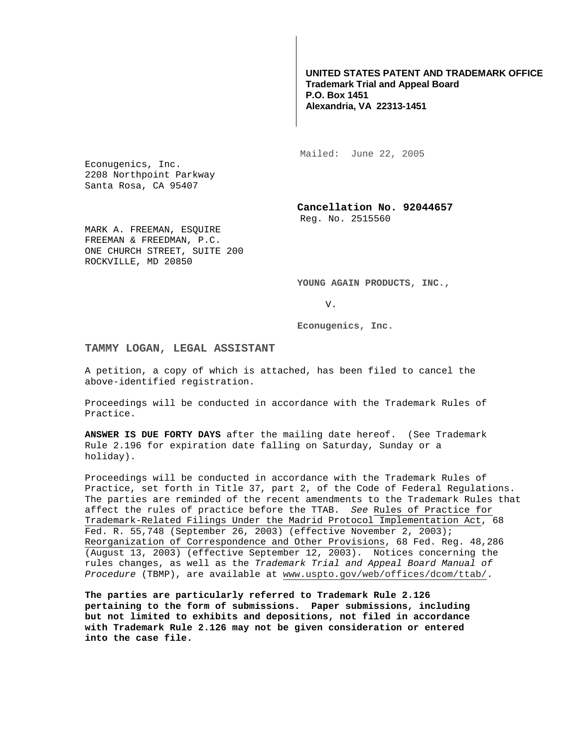**UNITED STATES PATENT AND TRADEMARK OFFICE**
**Trademark Trial and Appeal Board**
**P.O. Box 1451**
**Alexandria, VA 22313-1451**

Mailed: June 22, 2005

Econugenics, Inc.
2208 Northpoint Parkway
Santa Rosa, CA 95407

**Cancellation No. 92044657**
Reg. No. 2515560

MARK A. FREEMAN, ESQUIRE
FREEMAN & FREEDMAN, P.C.
ONE CHURCH STREET, SUITE 200
ROCKVILLE, MD 20850

**YOUNG AGAIN PRODUCTS, INC.,**

V.

**Econugenics, Inc.**

**TAMMY LOGAN, LEGAL ASSISTANT**

A petition, a copy of which is attached, has been filed to cancel the above-identified registration.

Proceedings will be conducted in accordance with the Trademark Rules of Practice.

**ANSWER IS DUE FORTY DAYS** after the mailing date hereof. (See Trademark Rule 2.196 for expiration date falling on Saturday, Sunday or a holiday).

Proceedings will be conducted in accordance with the Trademark Rules of Practice, set forth in Title 37, part 2, of the Code of Federal Regulations. The parties are reminded of the recent amendments to the Trademark Rules that affect the rules of practice before the TTAB. *See* Rules of Practice for Trademark-Related Filings Under the Madrid Protocol Implementation Act, 68 Fed. R. 55,748 (September 26, 2003) (effective November 2, 2003); Reorganization of Correspondence and Other Provisions, 68 Fed. Reg. 48,286 (August 13, 2003) (effective September 12, 2003). Notices concerning the rules changes, as well as the *Trademark Trial and Appeal Board Manual of Procedure* (TBMP), are available at www.uspto.gov/web/offices/dcom/ttab/.

**The parties are particularly referred to Trademark Rule 2.126 pertaining to the form of submissions. Paper submissions, including but not limited to exhibits and depositions, not filed in accordance with Trademark Rule 2.126 may not be given consideration or entered into the case file.**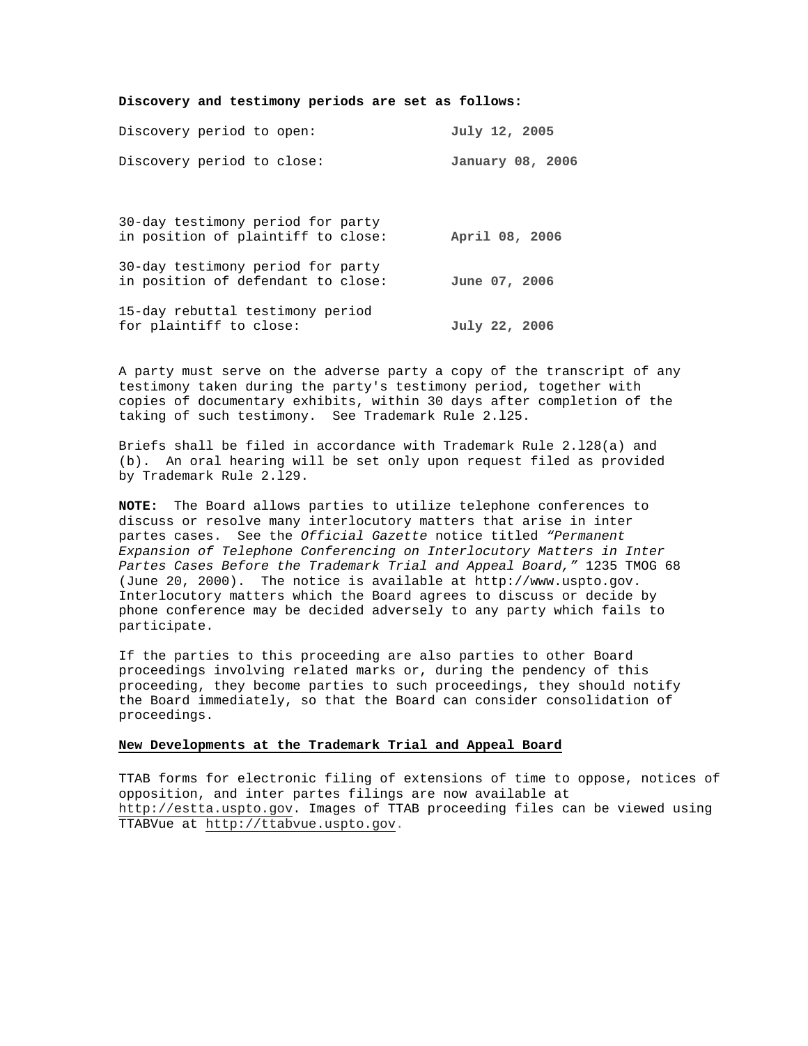**Discovery and testimony periods are set as follows:**

| | |
|---|---|
| Discovery period to open: | **July 12, 2005** |
| Discovery period to close: | **January 08, 2006** |
| 30-day testimony period for party in position of plaintiff to close: | **April 08, 2006** |
| 30-day testimony period for party in position of defendant to close: | **June 07, 2006** |
| 15-day rebuttal testimony period for plaintiff to close: | **July 22, 2006** |

A party must serve on the adverse party a copy of the transcript of any testimony taken during the party's testimony period, together with copies of documentary exhibits, within 30 days after completion of the taking of such testimony. See Trademark Rule 2.l25.

Briefs shall be filed in accordance with Trademark Rule 2.l28(a) and (b). An oral hearing will be set only upon request filed as provided by Trademark Rule 2.l29.

**NOTE:** The Board allows parties to utilize telephone conferences to discuss or resolve many interlocutory matters that arise in inter partes cases. See the *Official Gazette* notice titled *"Permanent Expansion of Telephone Conferencing on Interlocutory Matters in Inter Partes Cases Before the Trademark Trial and Appeal Board,"* 1235 TMOG 68 (June 20, 2000). The notice is available at http://www.uspto.gov. Interlocutory matters which the Board agrees to discuss or decide by phone conference may be decided adversely to any party which fails to participate.

If the parties to this proceeding are also parties to other Board proceedings involving related marks or, during the pendency of this proceeding, they become parties to such proceedings, they should notify the Board immediately, so that the Board can consider consolidation of proceedings.

**New Developments at the Trademark Trial and Appeal Board**

TTAB forms for electronic filing of extensions of time to oppose, notices of opposition, and inter partes filings are now available at http://estta.uspto.gov. Images of TTAB proceeding files can be viewed using TTABVue at http://ttabvue.uspto.gov.